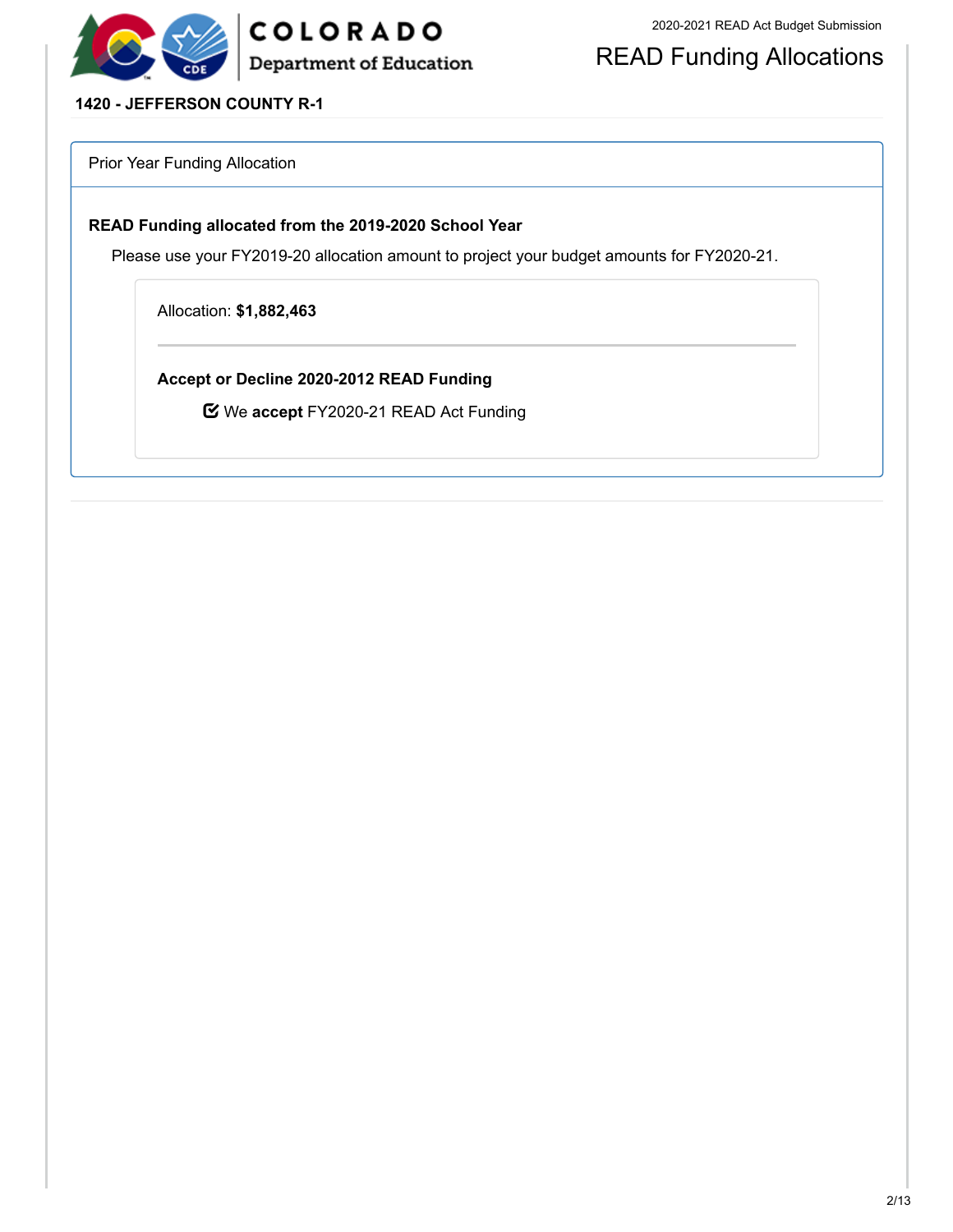# READ Funding Allocations

**1420 - JEFFERSON COUNTY R-1**

## Prior Year Funding Allocation

### READ Funding allocated from the 2019-2020 School Year

Please use your FY2019-20 allocation amount to project your budget amounts for FY2020-21.

Allocation: **$1,882,463**

---

**Accept or Decline 2020-2012 READ Funding**

☑ We **accept** FY2020-21 READ Act Funding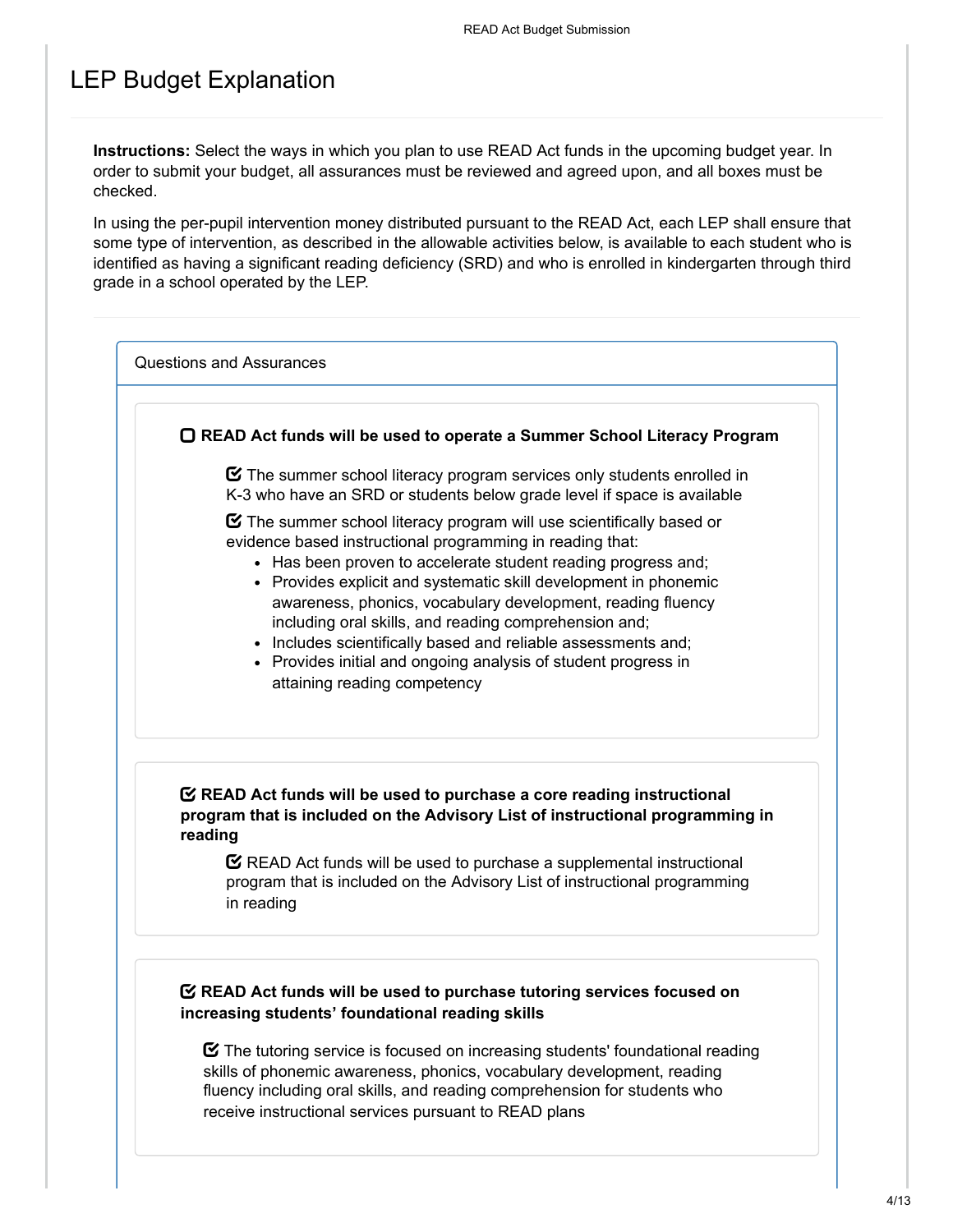# LEP Budget Explanation

**Instructions:** Select the ways in which you plan to use READ Act funds in the upcoming budget year. In order to submit your budget, all assurances must be reviewed and agreed upon, and all boxes must be checked.

In using the per-pupil intervention money distributed pursuant to the READ Act, each LEP shall ensure that some type of intervention, as described in the allowable activities below, is available to each student who is identified as having a significant reading deficiency (SRD) and who is enrolled in kindergarten through third grade in a school operated by the LEP.

## Questions and Assurances

☐ **READ Act funds will be used to operate a Summer School Literacy Program**

> ☑ The summer school literacy program services only students enrolled in K-3 who have an SRD or students below grade level if space is available
>
> ☑ The summer school literacy program will use scientifically based or evidence based instructional programming in reading that:
> - Has been proven to accelerate student reading progress and;
> - Provides explicit and systematic skill development in phonemic awareness, phonics, vocabulary development, reading fluency including oral skills, and reading comprehension and;
> - Includes scientifically based and reliable assessments and;
> - Provides initial and ongoing analysis of student progress in attaining reading competency

☑ **READ Act funds will be used to purchase a core reading instructional program that is included on the Advisory List of instructional programming in reading**

> ☑ READ Act funds will be used to purchase a supplemental instructional program that is included on the Advisory List of instructional programming in reading

☑ **READ Act funds will be used to purchase tutoring services focused on increasing students' foundational reading skills**

> ☑ The tutoring service is focused on increasing students' foundational reading skills of phonemic awareness, phonics, vocabulary development, reading fluency including oral skills, and reading comprehension for students who receive instructional services pursuant to READ plans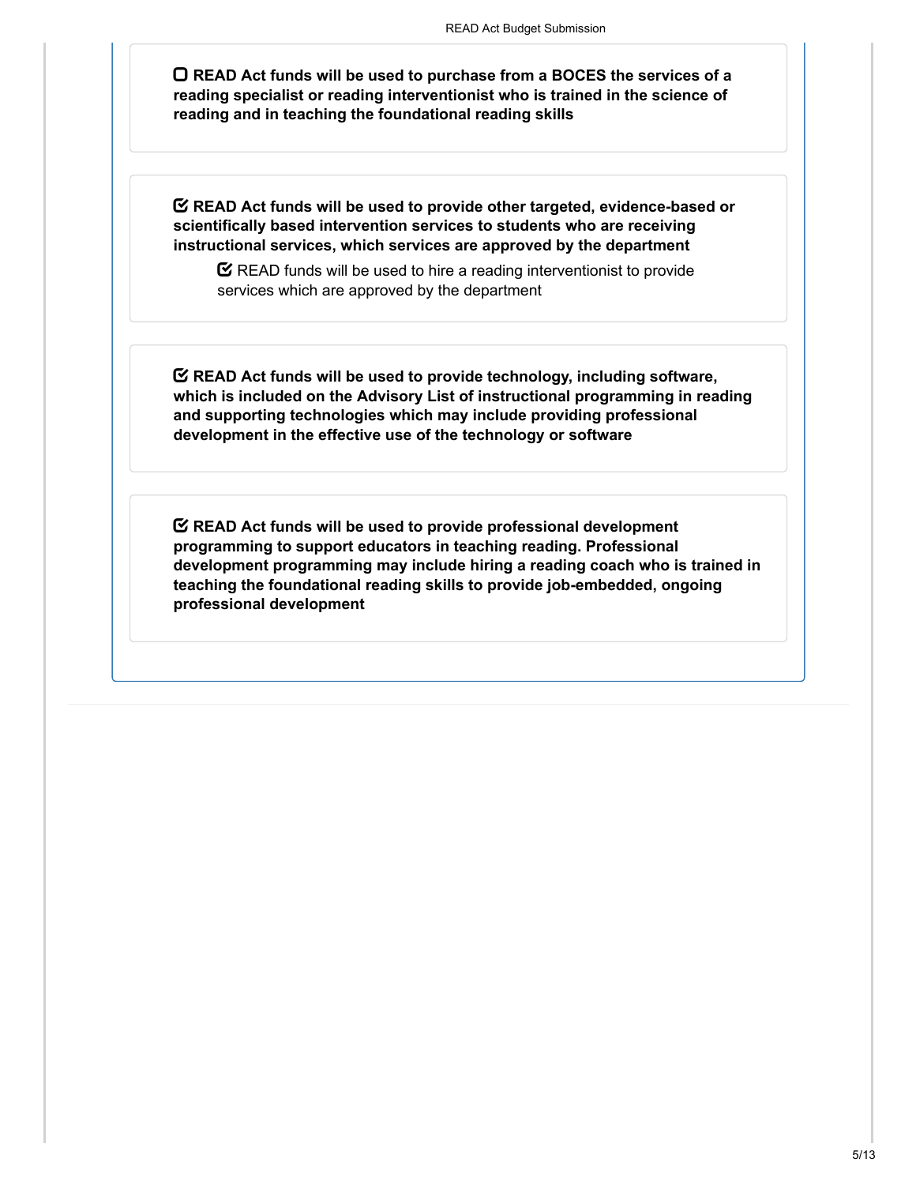- [ ] **READ Act funds will be used to purchase from a BOCES the services of a reading specialist or reading interventionist who is trained in the science of reading and in teaching the foundational reading skills**

- [x] **READ Act funds will be used to provide other targeted, evidence-based or scientifically based intervention services to students who are receiving instructional services, which services are approved by the department**
    - [x] READ funds will be used to hire a reading interventionist to provide services which are approved by the department

- [x] **READ Act funds will be used to provide technology, including software, which is included on the Advisory List of instructional programming in reading and supporting technologies which may include providing professional development in the effective use of the technology or software**

- [x] **READ Act funds will be used to provide professional development programming to support educators in teaching reading. Professional development programming may include hiring a reading coach who is trained in teaching the foundational reading skills to provide job-embedded, ongoing professional development**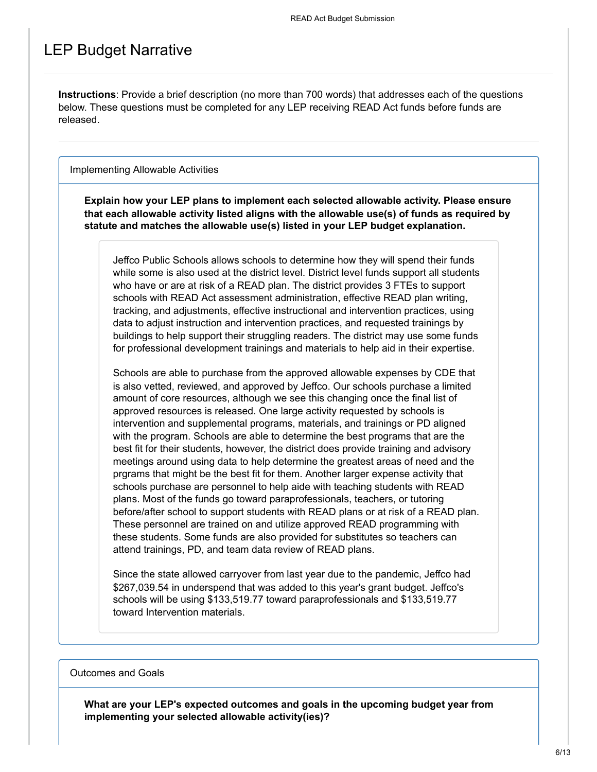# LEP Budget Narrative

**Instructions**: Provide a brief description (no more than 700 words) that addresses each of the questions below. These questions must be completed for any LEP receiving READ Act funds before funds are released.

## Implementing Allowable Activities

**Explain how your LEP plans to implement each selected allowable activity. Please ensure that each allowable activity listed aligns with the allowable use(s) of funds as required by statute and matches the allowable use(s) listed in your LEP budget explanation.**

Jeffco Public Schools allows schools to determine how they will spend their funds while some is also used at the district level. District level funds support all students who have or are at risk of a READ plan. The district provides 3 FTEs to support schools with READ Act assessment administration, effective READ plan writing, tracking, and adjustments, effective instructional and intervention practices, using data to adjust instruction and intervention practices, and requested trainings by buildings to help support their struggling readers. The district may use some funds for professional development trainings and materials to help aid in their expertise.

Schools are able to purchase from the approved allowable expenses by CDE that is also vetted, reviewed, and approved by Jeffco. Our schools purchase a limited amount of core resources, although we see this changing once the final list of approved resources is released. One large activity requested by schools is intervention and supplemental programs, materials, and trainings or PD aligned with the program. Schools are able to determine the best programs that are the best fit for their students, however, the district does provide training and advisory meetings around using data to help determine the greatest areas of need and the prgrams that might be the best fit for them. Another larger expense activity that schools purchase are personnel to help aide with teaching students with READ plans. Most of the funds go toward paraprofessionals, teachers, or tutoring before/after school to support students with READ plans or at risk of a READ plan. These personnel are trained on and utilize approved READ programming with these students. Some funds are also provided for substitutes so teachers can attend trainings, PD, and team data review of READ plans.

Since the state allowed carryover from last year due to the pandemic, Jeffco had $267,039.54 in underspend that was added to this year's grant budget. Jeffco's schools will be using $133,519.77 toward paraprofessionals and $133,519.77 toward Intervention materials.

## Outcomes and Goals

**What are your LEP's expected outcomes and goals in the upcoming budget year from implementing your selected allowable activity(ies)?**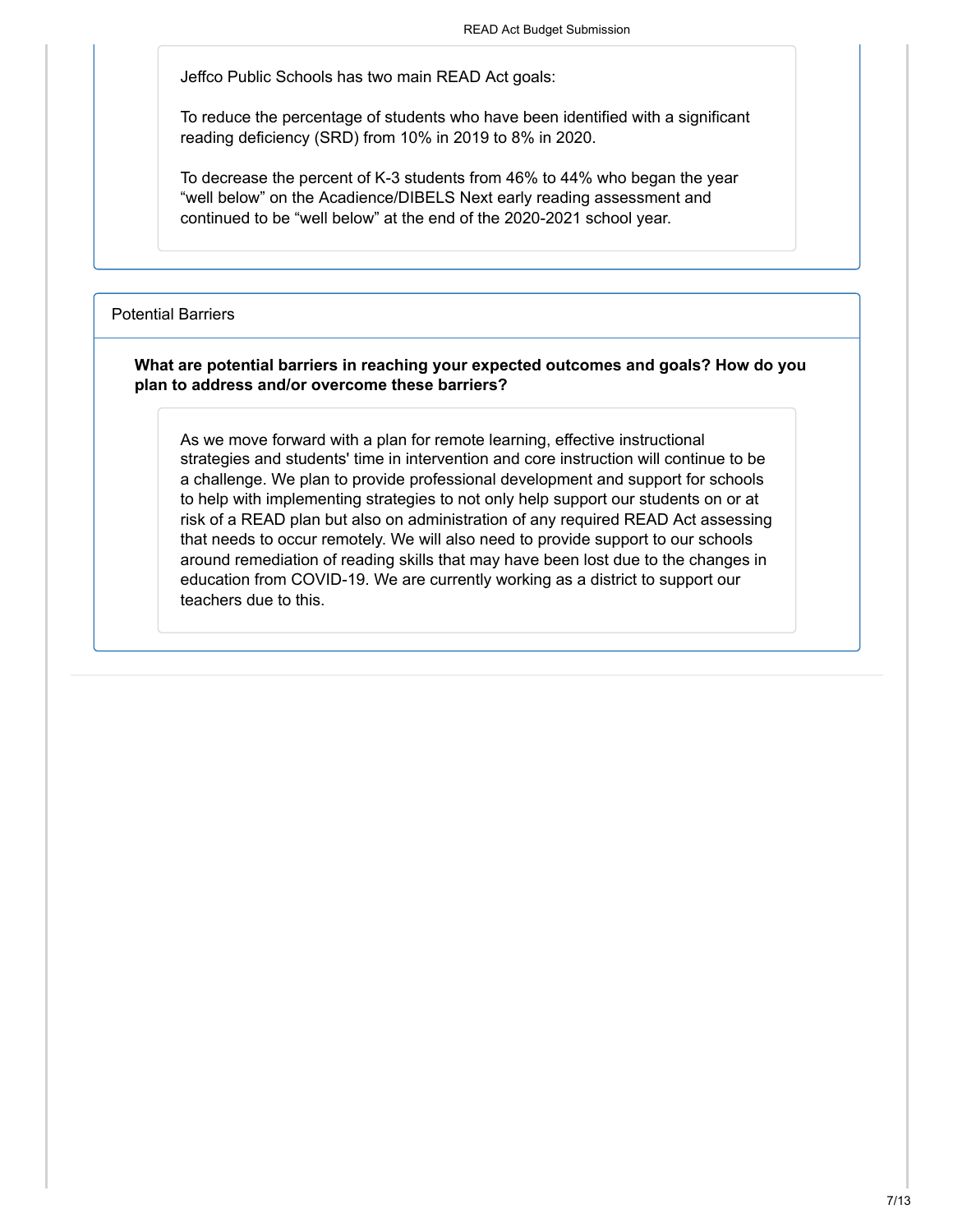Jeffco Public Schools has two main READ Act goals:

To reduce the percentage of students who have been identified with a significant reading deficiency (SRD) from 10% in 2019 to 8% in 2020.

To decrease the percent of K-3 students from 46% to 44% who began the year "well below" on the Acadience/DIBELS Next early reading assessment and continued to be "well below" at the end of the 2020-2021 school year.

## Potential Barriers

**What are potential barriers in reaching your expected outcomes and goals? How do you plan to address and/or overcome these barriers?**

As we move forward with a plan for remote learning, effective instructional strategies and students' time in intervention and core instruction will continue to be a challenge. We plan to provide professional development and support for schools to help with implementing strategies to not only help support our students on or at risk of a READ plan but also on administration of any required READ Act assessing that needs to occur remotely. We will also need to provide support to our schools around remediation of reading skills that may have been lost due to the changes in education from COVID-19. We are currently working as a district to support our teachers due to this.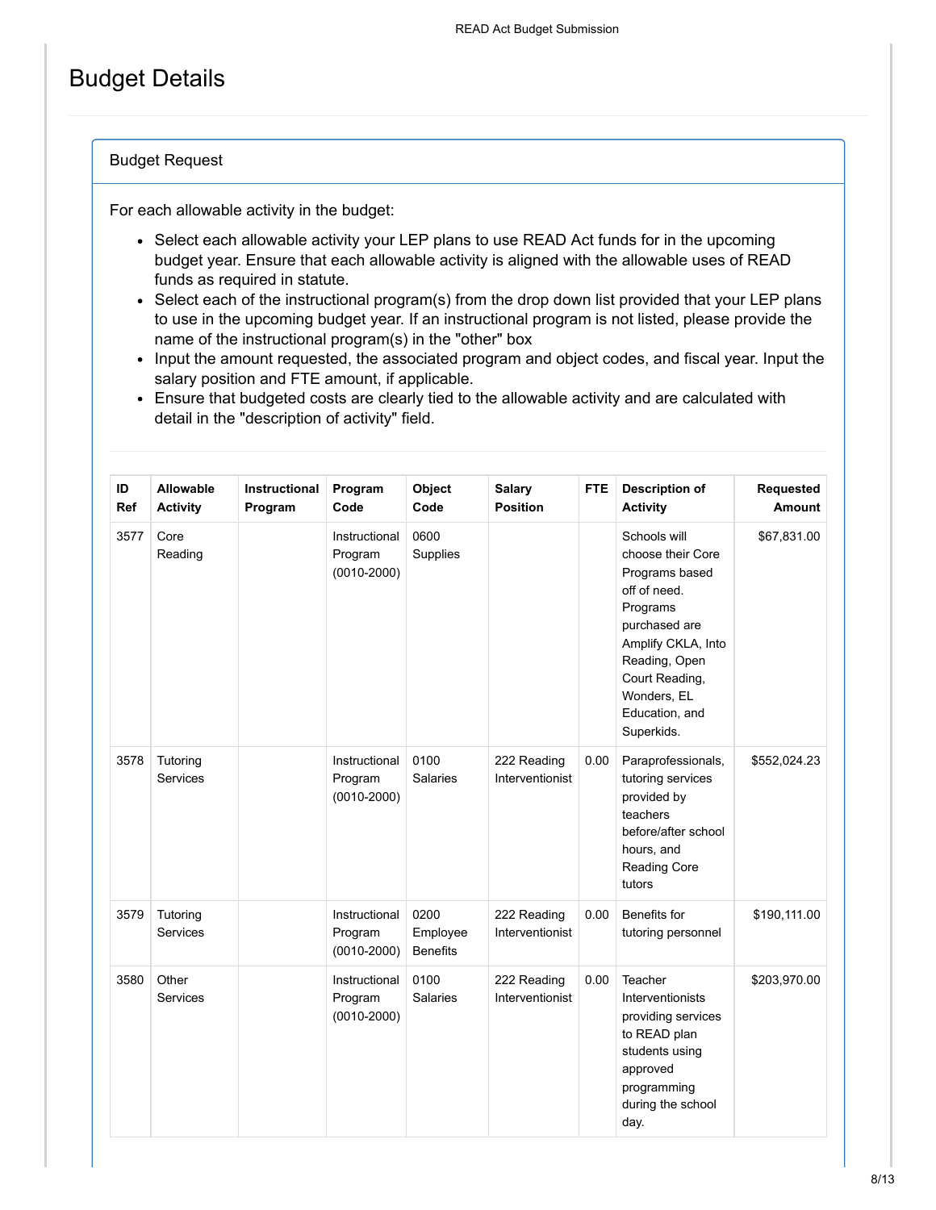# Budget Details

## Budget Request

For each allowable activity in the budget:

- Select each allowable activity your LEP plans to use READ Act funds for in the upcoming budget year. Ensure that each allowable activity is aligned with the allowable uses of READ funds as required in statute.
- Select each of the instructional program(s) from the drop down list provided that your LEP plans to use in the upcoming budget year. If an instructional program is not listed, please provide the name of the instructional program(s) in the "other" box
- Input the amount requested, the associated program and object codes, and fiscal year. Input the salary position and FTE amount, if applicable.
- Ensure that budgeted costs are clearly tied to the allowable activity and are calculated with detail in the "description of activity" field.

| ID Ref | Allowable Activity | Instructional Program | Program Code | Object Code | Salary Position | FTE | Description of Activity | Requested Amount |
|---|---|---|---|---|---|---|---|---|
| 3577 | Core Reading | | Instructional Program (0010-2000) | 0600 Supplies | | | Schools will choose their Core Programs based off of need. Programs purchased are Amplify CKLA, Into Reading, Open Court Reading, Wonders, EL Education, and Superkids. | $67,831.00 |
| 3578 | Tutoring Services | | Instructional Program (0010-2000) | 0100 Salaries | 222 Reading Interventionist | 0.00 | Paraprofessionals, tutoring services provided by teachers before/after school hours, and Reading Core tutors | $552,024.23 |
| 3579 | Tutoring Services | | Instructional Program (0010-2000) | 0200 Employee Benefits | 222 Reading Interventionist | 0.00 | Benefits for tutoring personnel | $190,111.00 |
| 3580 | Other Services | | Instructional Program (0010-2000) | 0100 Salaries | 222 Reading Interventionist | 0.00 | Teacher Interventionists providing services to READ plan students using approved programming during the school day. | $203,970.00 |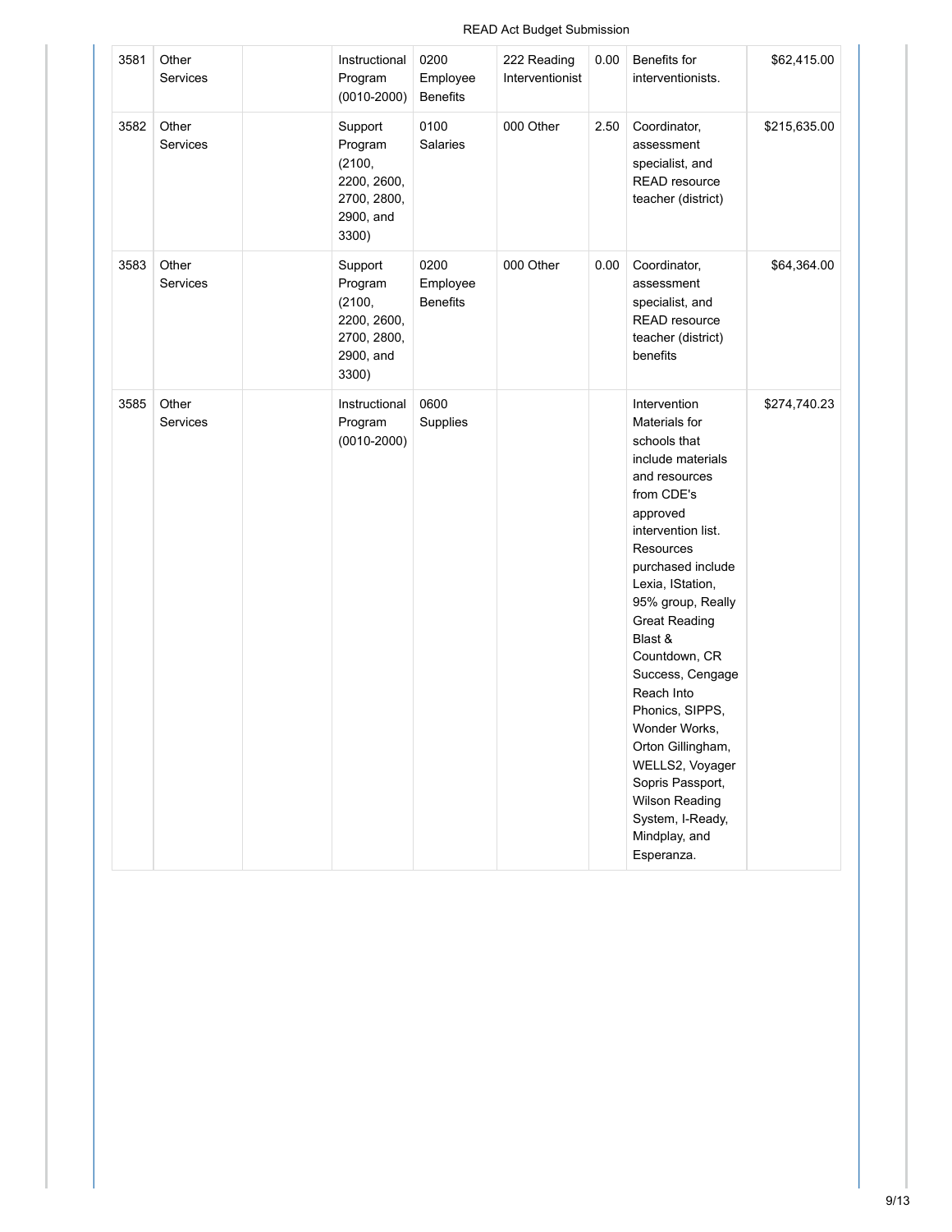| 3581 | Other Services | | Instructional Program (0010-2000) | 0200 Employee Benefits | 222 Reading Interventionist | 0.00 | Benefits for interventionists. | $62,415.00 |
|---|---|---|---|---|---|---|---|---|
| 3582 | Other Services | | Support Program (2100, 2200, 2600, 2700, 2800, 2900, and 3300) | 0100 Salaries | 000 Other | 2.50 | Coordinator, assessment specialist, and READ resource teacher (district) | $215,635.00 |
| 3583 | Other Services | | Support Program (2100, 2200, 2600, 2700, 2800, 2900, and 3300) | 0200 Employee Benefits | 000 Other | 0.00 | Coordinator, assessment specialist, and READ resource teacher (district) benefits | $64,364.00 |
| 3585 | Other Services | | Instructional Program (0010-2000) | 0600 Supplies | | | Intervention Materials for schools that include materials and resources from CDE's approved intervention list. Resources purchased include Lexia, IStation, 95% group, Really Great Reading Blast & Countdown, CR Success, Cengage Reach Into Phonics, SIPPS, Wonder Works, Orton Gillingham, WELLS2, Voyager Sopris Passport, Wilson Reading System, I-Ready, Mindplay, and Esperanza. | $274,740.23 |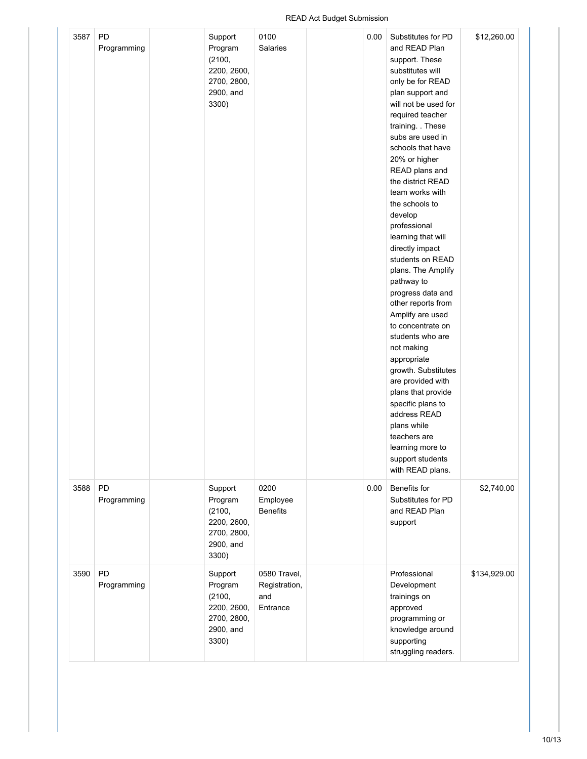| | | | | | | | | |
|---|---|---|---|---|---|---|---|---|
| 3587 | PD Programming | | Support Program (2100, 2200, 2600, 2700, 2800, 2900, and 3300) | 0100 Salaries | | 0.00 | Substitutes for PD and READ Plan support. These substitutes will only be for READ plan support and will not be used for required teacher training. . These subs are used in schools that have 20% or higher READ plans and the district READ team works with the schools to develop professional learning that will directly impact students on READ plans. The Amplify pathway to progress data and other reports from Amplify are used to concentrate on students who are not making appropriate growth. Substitutes are provided with plans that provide specific plans to address READ plans while teachers are learning more to support students with READ plans. | $12,260.00 |
| 3588 | PD Programming | | Support Program (2100, 2200, 2600, 2700, 2800, 2900, and 3300) | 0200 Employee Benefits | | 0.00 | Benefits for Substitutes for PD and READ Plan support | $2,740.00 |
| 3590 | PD Programming | | Support Program (2100, 2200, 2600, 2700, 2800, 2900, and 3300) | 0580 Travel, Registration, and Entrance | | | Professional Development trainings on approved programming or knowledge around supporting struggling readers. | $134,929.00 |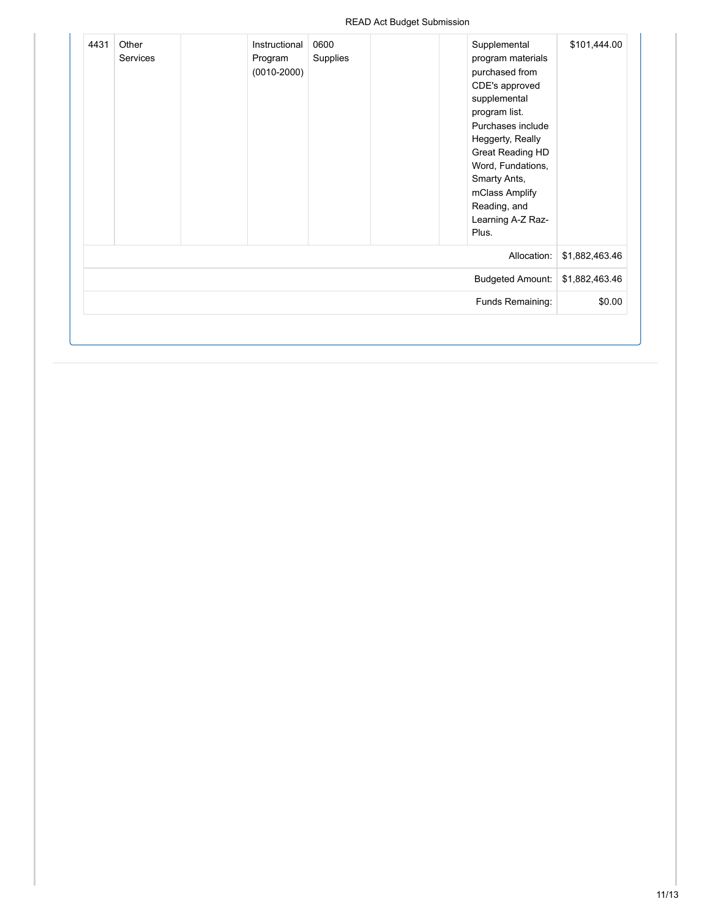| | | | | | | | | |
|---|---|---|---|---|---|---|---|---|
| 4431 | Other Services | | Instructional Program (0010-2000) | 0600 Supplies | | | Supplemental program materials purchased from CDE's approved supplemental program list. Purchases include Heggerty, Really Great Reading HD Word, Fundations, Smarty Ants, mClass Amplify Reading, and Learning A-Z Raz-Plus. | $101,444.00 |
| | | | | | | | Allocation: | $1,882,463.46 |
| | | | | | | | Budgeted Amount: | $1,882,463.46 |
| | | | | | | | Funds Remaining: | $0.00 |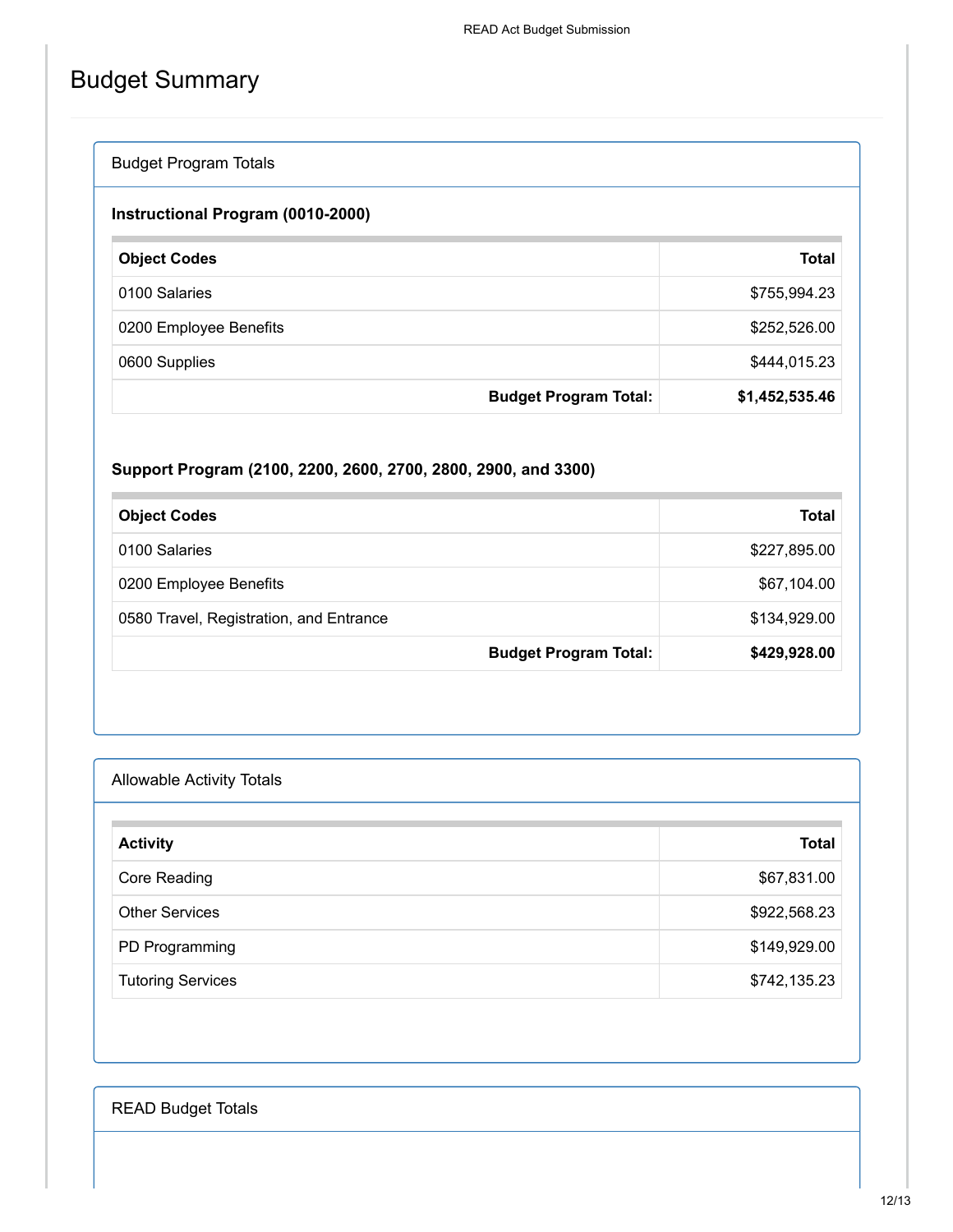# Budget Summary

## Budget Program Totals

### Instructional Program (0010-2000)

| Object Codes | Total |
|---|---|
| 0100 Salaries | $755,994.23 |
| 0200 Employee Benefits | $252,526.00 |
| 0600 Supplies | $444,015.23 |
| **Budget Program Total:** | **$1,452,535.46** |

### Support Program (2100, 2200, 2600, 2700, 2800, 2900, and 3300)

| Object Codes | Total |
|---|---|
| 0100 Salaries | $227,895.00 |
| 0200 Employee Benefits | $67,104.00 |
| 0580 Travel, Registration, and Entrance | $134,929.00 |
| **Budget Program Total:** | **$429,928.00** |

## Allowable Activity Totals

| Activity | Total |
|---|---|
| Core Reading | $67,831.00 |
| Other Services | $922,568.23 |
| PD Programming | $149,929.00 |
| Tutoring Services | $742,135.23 |

## READ Budget Totals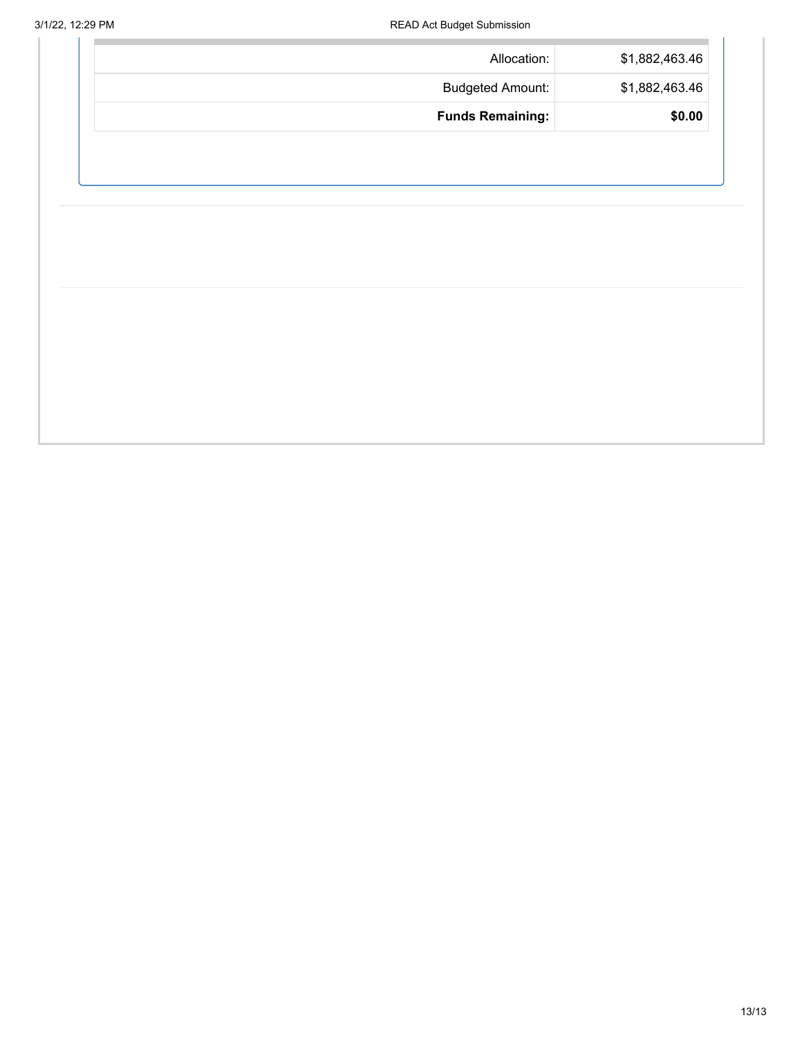| | |
|---|---|
| Allocation: | $1,882,463.46 |
| Budgeted Amount: | $1,882,463.46 |
| **Funds Remaining:** | **$0.00** |